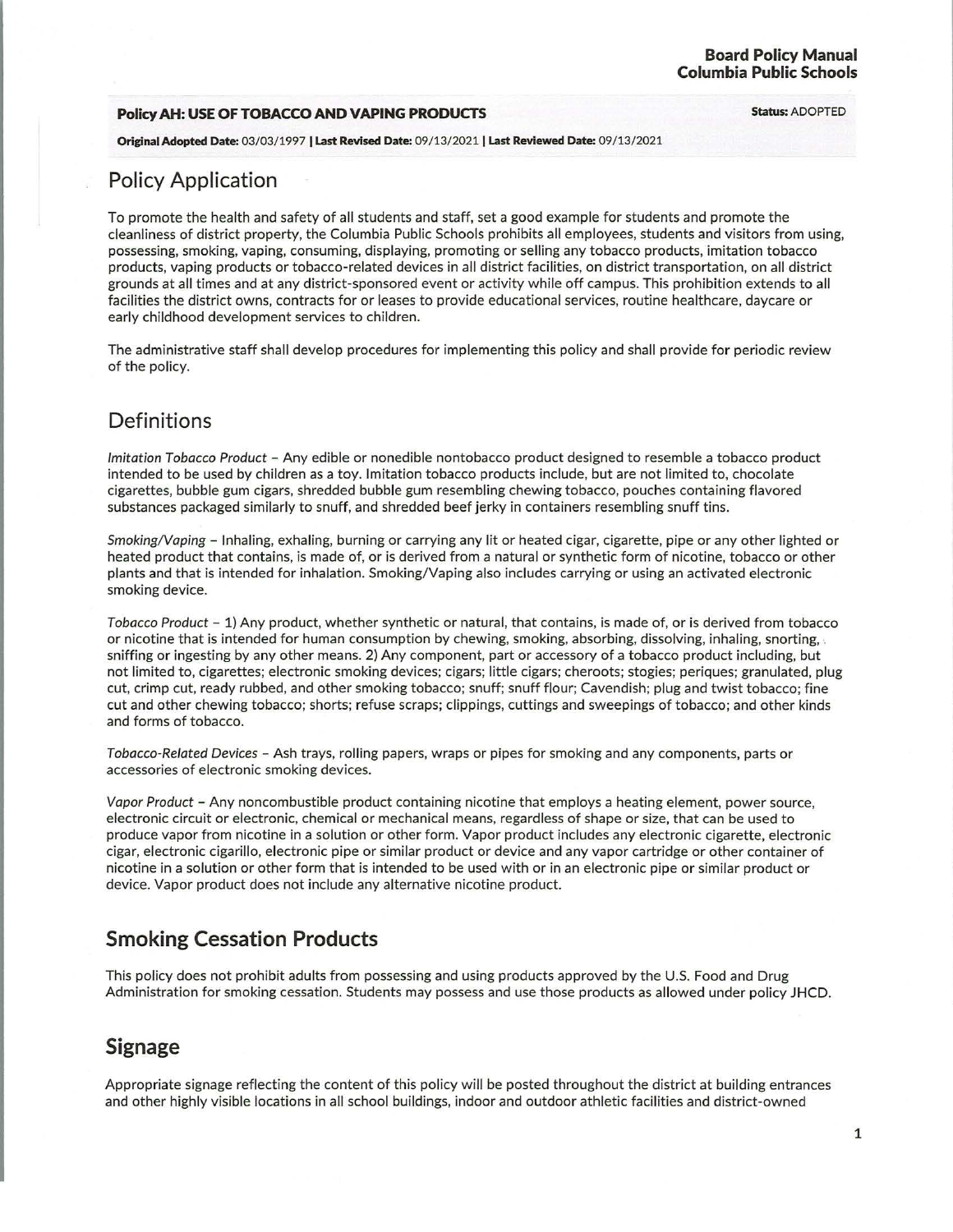**Board Policy Manual**
**Columbia Public Schools**

**Policy AH: USE OF TOBACCO AND VAPING PRODUCTS** **Status:** ADOPTED

**Original Adopted Date:** 03/03/1997 | **Last Revised Date:** 09/13/2021 | **Last Reviewed Date:** 09/13/2021

## Policy Application

To promote the health and safety of all students and staff, set a good example for students and promote the cleanliness of district property, the Columbia Public Schools prohibits all employees, students and visitors from using, possessing, smoking, vaping, consuming, displaying, promoting or selling any tobacco products, imitation tobacco products, vaping products or tobacco-related devices in all district facilities, on district transportation, on all district grounds at all times and at any district-sponsored event or activity while off campus. This prohibition extends to all facilities the district owns, contracts for or leases to provide educational services, routine healthcare, daycare or early childhood development services to children.

The administrative staff shall develop procedures for implementing this policy and shall provide for periodic review of the policy.

## Definitions

*Imitation Tobacco Product* – Any edible or nonedible nontobacco product designed to resemble a tobacco product intended to be used by children as a toy. Imitation tobacco products include, but are not limited to, chocolate cigarettes, bubble gum cigars, shredded bubble gum resembling chewing tobacco, pouches containing flavored substances packaged similarly to snuff, and shredded beef jerky in containers resembling snuff tins.

*Smoking/Vaping* – Inhaling, exhaling, burning or carrying any lit or heated cigar, cigarette, pipe or any other lighted or heated product that contains, is made of, or is derived from a natural or synthetic form of nicotine, tobacco or other plants and that is intended for inhalation. Smoking/Vaping also includes carrying or using an activated electronic smoking device.

*Tobacco Product* – 1) Any product, whether synthetic or natural, that contains, is made of, or is derived from tobacco or nicotine that is intended for human consumption by chewing, smoking, absorbing, dissolving, inhaling, snorting, sniffing or ingesting by any other means. 2) Any component, part or accessory of a tobacco product including, but not limited to, cigarettes; electronic smoking devices; cigars; little cigars; cheroots; stogies; periques; granulated, plug cut, crimp cut, ready rubbed, and other smoking tobacco; snuff; snuff flour; Cavendish; plug and twist tobacco; fine cut and other chewing tobacco; shorts; refuse scraps; clippings, cuttings and sweepings of tobacco; and other kinds and forms of tobacco.

*Tobacco-Related Devices* – Ash trays, rolling papers, wraps or pipes for smoking and any components, parts or accessories of electronic smoking devices.

*Vapor Product* – Any noncombustible product containing nicotine that employs a heating element, power source, electronic circuit or electronic, chemical or mechanical means, regardless of shape or size, that can be used to produce vapor from nicotine in a solution or other form. Vapor product includes any electronic cigarette, electronic cigar, electronic cigarillo, electronic pipe or similar product or device and any vapor cartridge or other container of nicotine in a solution or other form that is intended to be used with or in an electronic pipe or similar product or device. Vapor product does not include any alternative nicotine product.

## Smoking Cessation Products

This policy does not prohibit adults from possessing and using products approved by the U.S. Food and Drug Administration for smoking cessation. Students may possess and use those products as allowed under policy JHCD.

## Signage

Appropriate signage reflecting the content of this policy will be posted throughout the district at building entrances and other highly visible locations in all school buildings, indoor and outdoor athletic facilities and district-owned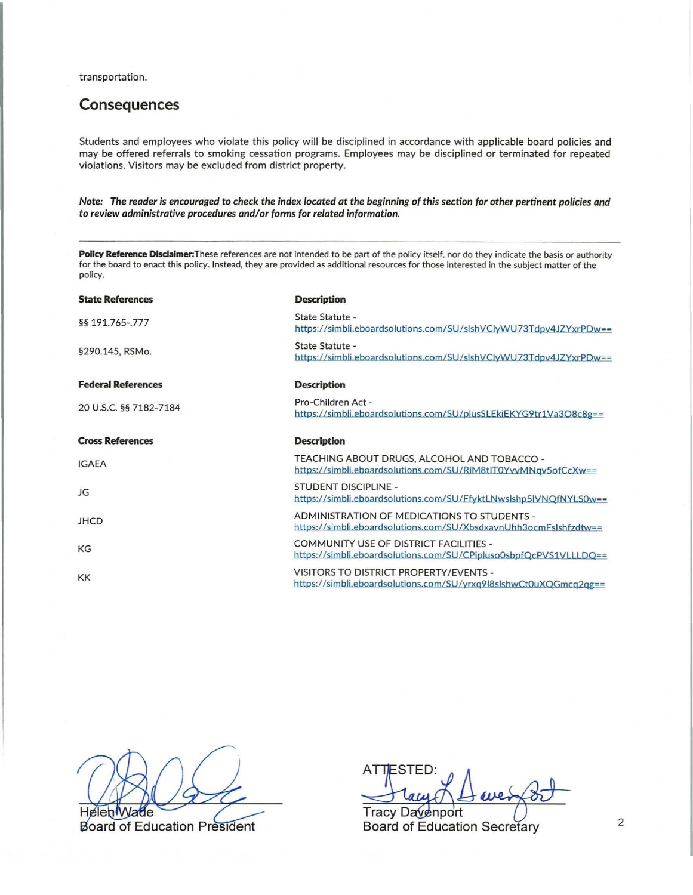transportation.

## Consequences

Students and employees who violate this policy will be disciplined in accordance with applicable board policies and may be offered referrals to smoking cessation programs. Employees may be disciplined or terminated for repeated violations. Visitors may be excluded from district property.

***Note: The reader is encouraged to check the index located at the beginning of this section for other pertinent policies and to review administrative procedures and/or forms for related information.***

---

**Policy Reference Disclaimer:** These references are not intended to be part of the policy itself, nor do they indicate the basis or authority for the board to enact this policy. Instead, they are provided as additional resources for those interested in the subject matter of the policy.

| State References | Description |
|---|---|
| §§ 191.765-.777 | State Statute - https://simbli.eboardsolutions.com/SU/slshVClyWU73Tdpv4JZYxrPDw== |
| §290.145, RSMo. | State Statute - https://simbli.eboardsolutions.com/SU/slshVClyWU73Tdpv4JZYxrPDw== |

| Federal References | Description |
|---|---|
| 20 U.S.C. §§ 7182-7184 | Pro-Children Act - https://simbli.eboardsolutions.com/SU/plusSLEkiEKYG9tr1Va3O8c8g== |

| Cross References | Description |
|---|---|
| IGAEA | TEACHING ABOUT DRUGS, ALCOHOL AND TOBACCO - https://simbli.eboardsolutions.com/SU/RiM8tIT0YvvMNqv5ofCcXw== |
| JG | STUDENT DISCIPLINE - https://simbli.eboardsolutions.com/SU/FfyktLNwslshp5lVNQfNYLS0w== |
| JHCD | ADMINISTRATION OF MEDICATIONS TO STUDENTS - https://simbli.eboardsolutions.com/SU/XbsdxavnUhh3ocmFslshfzdtw== |
| KG | COMMUNITY USE OF DISTRICT FACILITIES - https://simbli.eboardsolutions.com/SU/CPipluso0sbpfQcPVS1VLLLDQ== |
| KK | VISITORS TO DISTRICT PROPERTY/EVENTS - https://simbli.eboardsolutions.com/SU/yrxq9l8slshwCt0uXQGmcq2qg== |

Helen Wade
Board of Education President

ATTESTED:
Tracy Davenport
Board of Education Secretary